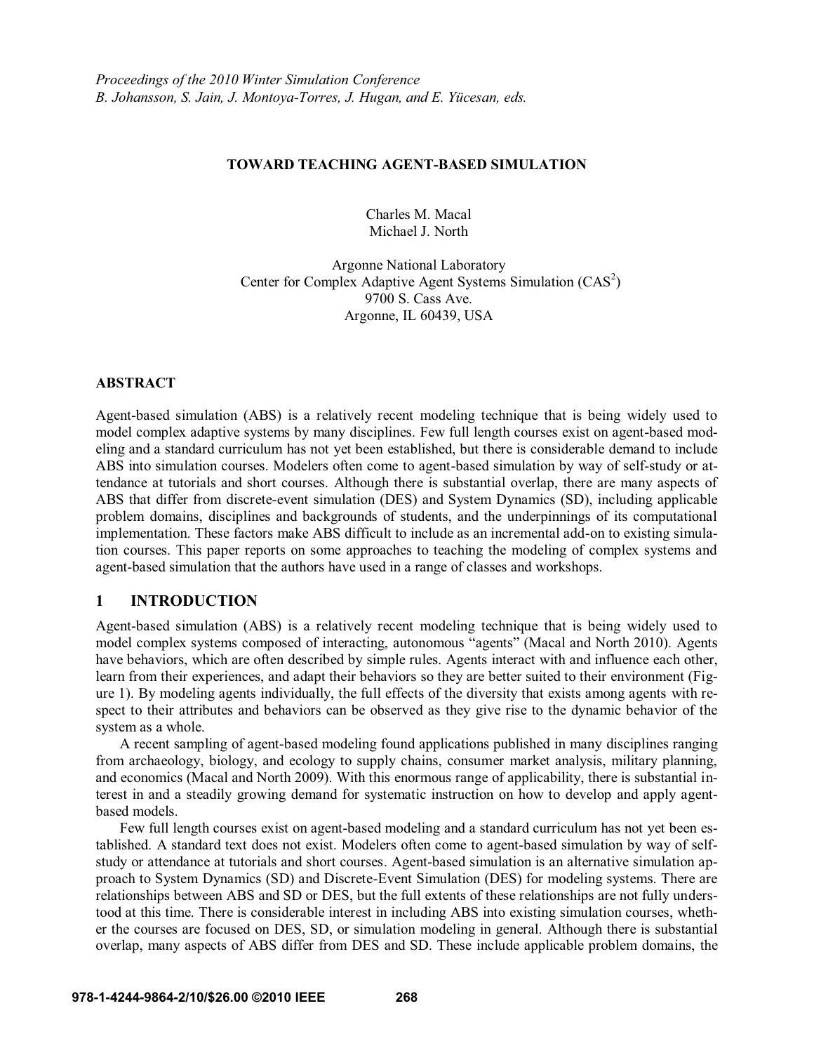*Proceedings of the 2010 Winter Simulation Conference*
*B. Johansson, S. Jain, J. Montoya-Torres, J. Hugan, and E. Yücesan, eds.*

# TOWARD TEACHING AGENT-BASED SIMULATION

Charles M. Macal
Michael J. North

Argonne National Laboratory
Center for Complex Adaptive Agent Systems Simulation (CAS[2])
9700 S. Cass Ave.
Argonne, IL 60439, USA

## ABSTRACT

Agent-based simulation (ABS) is a relatively recent modeling technique that is being widely used to model complex adaptive systems by many disciplines. Few full length courses exist on agent-based modeling and a standard curriculum has not yet been established, but there is considerable demand to include ABS into simulation courses. Modelers often come to agent-based simulation by way of self-study or attendance at tutorials and short courses. Although there is substantial overlap, there are many aspects of ABS that differ from discrete-event simulation (DES) and System Dynamics (SD), including applicable problem domains, disciplines and backgrounds of students, and the underpinnings of its computational implementation. These factors make ABS difficult to include as an incremental add-on to existing simulation courses. This paper reports on some approaches to teaching the modeling of complex systems and agent-based simulation that the authors have used in a range of classes and workshops.

## 1 INTRODUCTION

Agent-based simulation (ABS) is a relatively recent modeling technique that is being widely used to model complex systems composed of interacting, autonomous "agents" (Macal and North 2010). Agents have behaviors, which are often described by simple rules. Agents interact with and influence each other, learn from their experiences, and adapt their behaviors so they are better suited to their environment (Figure 1). By modeling agents individually, the full effects of the diversity that exists among agents with respect to their attributes and behaviors can be observed as they give rise to the dynamic behavior of the system as a whole.

A recent sampling of agent-based modeling found applications published in many disciplines ranging from archaeology, biology, and ecology to supply chains, consumer market analysis, military planning, and economics (Macal and North 2009). With this enormous range of applicability, there is substantial interest in and a steadily growing demand for systematic instruction on how to develop and apply agent-based models.

Few full length courses exist on agent-based modeling and a standard curriculum has not yet been established. A standard text does not exist. Modelers often come to agent-based simulation by way of self-study or attendance at tutorials and short courses. Agent-based simulation is an alternative simulation approach to System Dynamics (SD) and Discrete-Event Simulation (DES) for modeling systems. There are relationships between ABS and SD or DES, but the full extents of these relationships are not fully understood at this time. There is considerable interest in including ABS into existing simulation courses, whether the courses are focused on DES, SD, or simulation modeling in general. Although there is substantial overlap, many aspects of ABS differ from DES and SD. These include applicable problem domains, the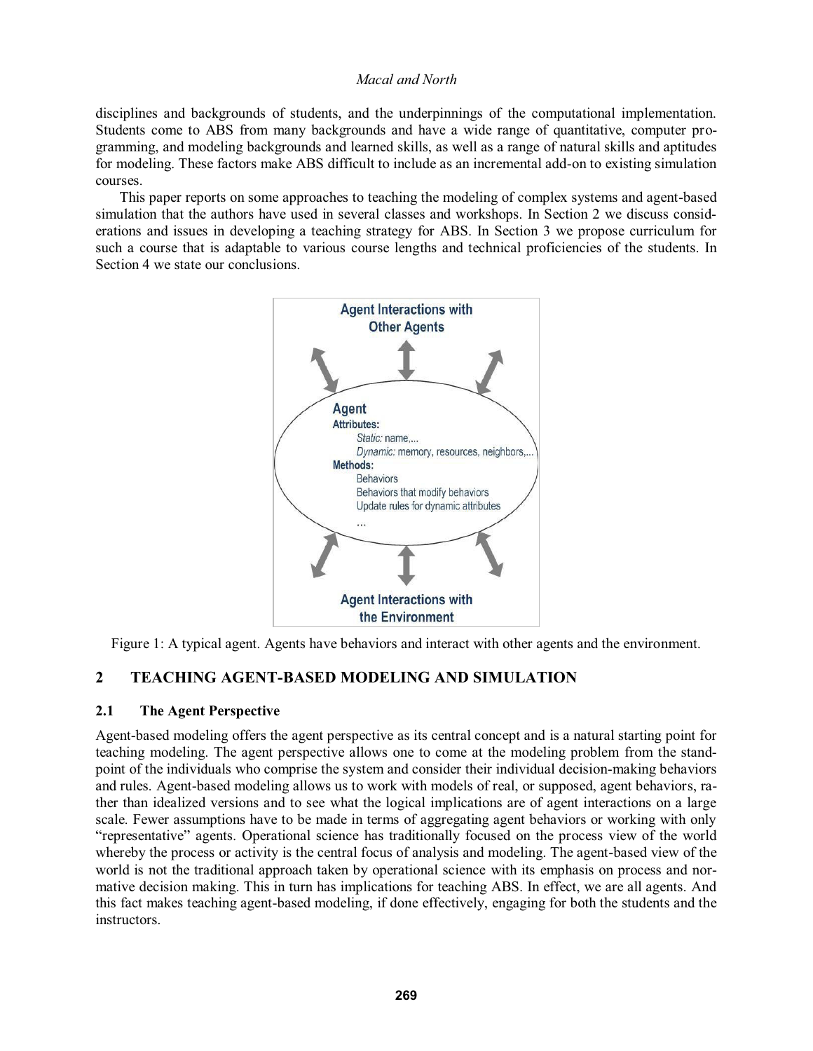disciplines and backgrounds of students, and the underpinnings of the computational implementation. Students come to ABS from many backgrounds and have a wide range of quantitative, computer programming, and modeling backgrounds and learned skills, as well as a range of natural skills and aptitudes for modeling. These factors make ABS difficult to include as an incremental add-on to existing simulation courses.

This paper reports on some approaches to teaching the modeling of complex systems and agent-based simulation that the authors have used in several classes and workshops. In Section 2 we discuss considerations and issues in developing a teaching strategy for ABS. In Section 3 we propose curriculum for such a course that is adaptable to various course lengths and technical proficiencies of the students. In Section 4 we state our conclusions.

Agent Interactions with Other Agents

Agent
Attributes:
Static: name....
Dynamic: memory, resources, neighbors,...
Methods:
Behaviors
Behaviors that modify behaviors
Update rules for dynamic attributes
...

Agent Interactions with the Environment

Figure 1: A typical agent. Agents have behaviors and interact with other agents and the environment.

## 2 TEACHING AGENT-BASED MODELING AND SIMULATION

### 2.1 The Agent Perspective

Agent-based modeling offers the agent perspective as its central concept and is a natural starting point for teaching modeling. The agent perspective allows one to come at the modeling problem from the standpoint of the individuals who comprise the system and consider their individual decision-making behaviors and rules. Agent-based modeling allows us to work with models of real, or supposed, agent behaviors, rather than idealized versions and to see what the logical implications are of agent interactions on a large scale. Fewer assumptions have to be made in terms of aggregating agent behaviors or working with only "representative" agents. Operational science has traditionally focused on the process view of the world whereby the process or activity is the central focus of analysis and modeling. The agent-based view of the world is not the traditional approach taken by operational science with its emphasis on process and normative decision making. This in turn has implications for teaching ABS. In effect, we are all agents. And this fact makes teaching agent-based modeling, if done effectively, engaging for both the students and the instructors.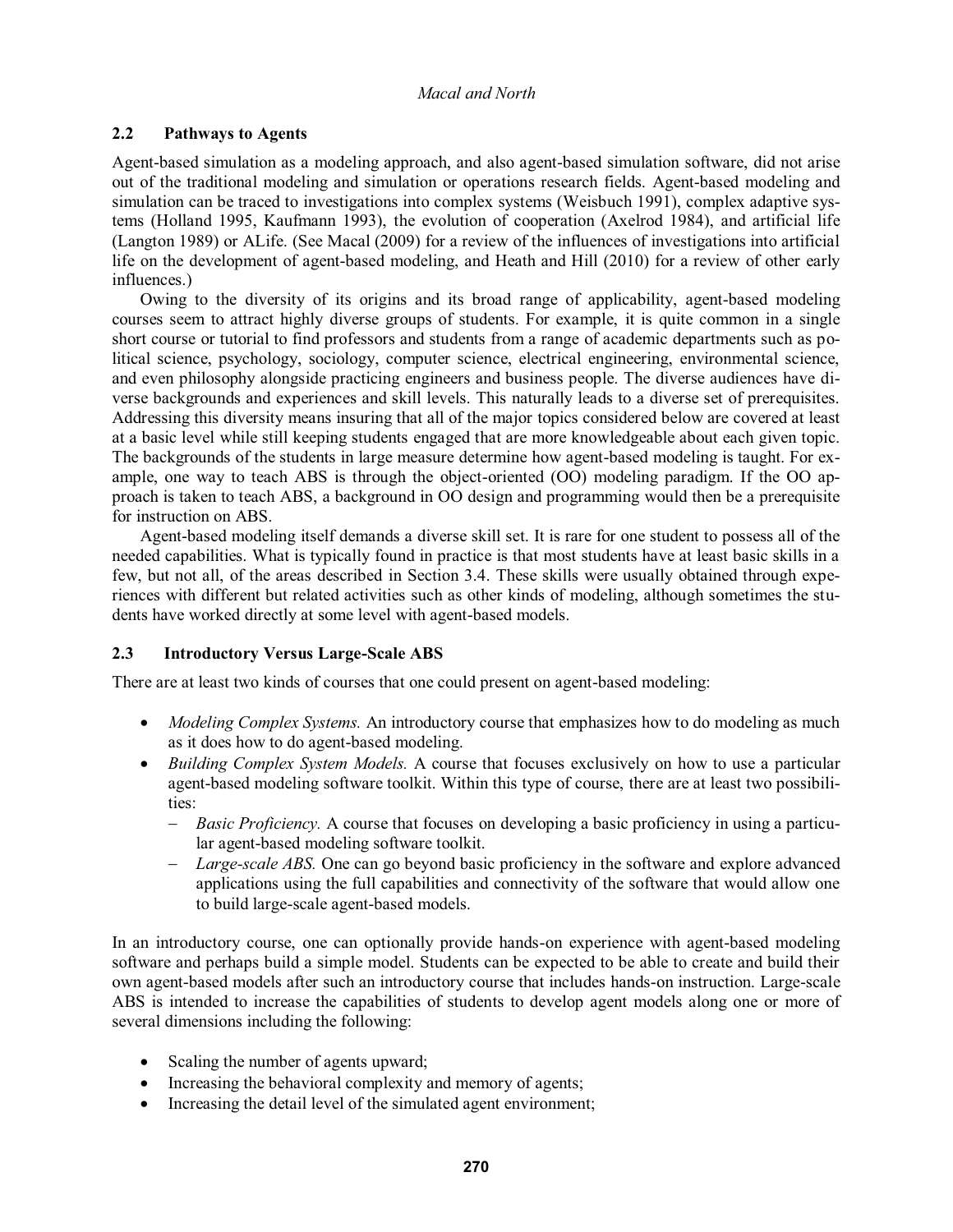## 2.2 Pathways to Agents

Agent-based simulation as a modeling approach, and also agent-based simulation software, did not arise out of the traditional modeling and simulation or operations research fields. Agent-based modeling and simulation can be traced to investigations into complex systems (Weisbuch 1991), complex adaptive systems (Holland 1995, Kaufmann 1993), the evolution of cooperation (Axelrod 1984), and artificial life (Langton 1989) or ALife. (See Macal (2009) for a review of the influences of investigations into artificial life on the development of agent-based modeling, and Heath and Hill (2010) for a review of other early influences.)

Owing to the diversity of its origins and its broad range of applicability, agent-based modeling courses seem to attract highly diverse groups of students. For example, it is quite common in a single short course or tutorial to find professors and students from a range of academic departments such as political science, psychology, sociology, computer science, electrical engineering, environmental science, and even philosophy alongside practicing engineers and business people. The diverse audiences have diverse backgrounds and experiences and skill levels. This naturally leads to a diverse set of prerequisites. Addressing this diversity means insuring that all of the major topics considered below are covered at least at a basic level while still keeping students engaged that are more knowledgeable about each given topic. The backgrounds of the students in large measure determine how agent-based modeling is taught. For example, one way to teach ABS is through the object-oriented (OO) modeling paradigm. If the OO approach is taken to teach ABS, a background in OO design and programming would then be a prerequisite for instruction on ABS.

Agent-based modeling itself demands a diverse skill set. It is rare for one student to possess all of the needed capabilities. What is typically found in practice is that most students have at least basic skills in a few, but not all, of the areas described in Section 3.4. These skills were usually obtained through experiences with different but related activities such as other kinds of modeling, although sometimes the students have worked directly at some level with agent-based models.

## 2.3 Introductory Versus Large-Scale ABS

There are at least two kinds of courses that one could present on agent-based modeling:

- *Modeling Complex Systems.* An introductory course that emphasizes how to do modeling as much as it does how to do agent-based modeling.
- *Building Complex System Models.* A course that focuses exclusively on how to use a particular agent-based modeling software toolkit. Within this type of course, there are at least two possibilities:
  - *Basic Proficiency.* A course that focuses on developing a basic proficiency in using a particular agent-based modeling software toolkit.
  - *Large-scale ABS.* One can go beyond basic proficiency in the software and explore advanced applications using the full capabilities and connectivity of the software that would allow one to build large-scale agent-based models.

In an introductory course, one can optionally provide hands-on experience with agent-based modeling software and perhaps build a simple model. Students can be expected to be able to create and build their own agent-based models after such an introductory course that includes hands-on instruction. Large-scale ABS is intended to increase the capabilities of students to develop agent models along one or more of several dimensions including the following:

- Scaling the number of agents upward;
- Increasing the behavioral complexity and memory of agents;
- Increasing the detail level of the simulated agent environment;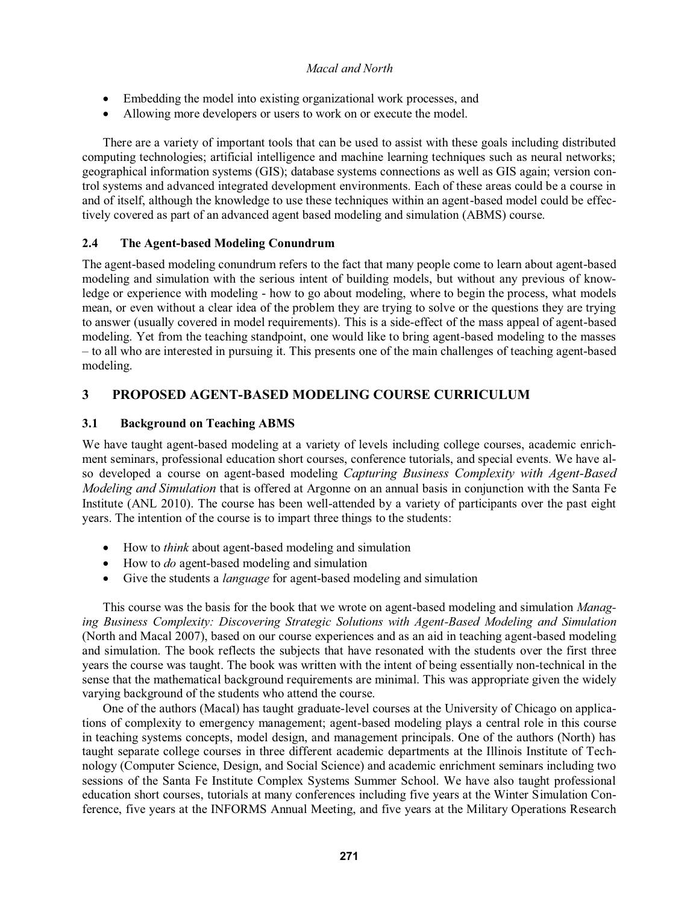- Embedding the model into existing organizational work processes, and
- Allowing more developers or users to work on or execute the model.

There are a variety of important tools that can be used to assist with these goals including distributed computing technologies; artificial intelligence and machine learning techniques such as neural networks; geographical information systems (GIS); database systems connections as well as GIS again; version control systems and advanced integrated development environments. Each of these areas could be a course in and of itself, although the knowledge to use these techniques within an agent-based model could be effectively covered as part of an advanced agent based modeling and simulation (ABMS) course.

### 2.4 The Agent-based Modeling Conundrum

The agent-based modeling conundrum refers to the fact that many people come to learn about agent-based modeling and simulation with the serious intent of building models, but without any previous of knowledge or experience with modeling - how to go about modeling, where to begin the process, what models mean, or even without a clear idea of the problem they are trying to solve or the questions they are trying to answer (usually covered in model requirements). This is a side-effect of the mass appeal of agent-based modeling. Yet from the teaching standpoint, one would like to bring agent-based modeling to the masses – to all who are interested in pursuing it. This presents one of the main challenges of teaching agent-based modeling.

## 3 PROPOSED AGENT-BASED MODELING COURSE CURRICULUM

### 3.1 Background on Teaching ABMS

We have taught agent-based modeling at a variety of levels including college courses, academic enrichment seminars, professional education short courses, conference tutorials, and special events. We have also developed a course on agent-based modeling *Capturing Business Complexity with Agent-Based Modeling and Simulation* that is offered at Argonne on an annual basis in conjunction with the Santa Fe Institute (ANL 2010). The course has been well-attended by a variety of participants over the past eight years. The intention of the course is to impart three things to the students:

- How to *think* about agent-based modeling and simulation
- How to *do* agent-based modeling and simulation
- Give the students a *language* for agent-based modeling and simulation

This course was the basis for the book that we wrote on agent-based modeling and simulation *Managing Business Complexity: Discovering Strategic Solutions with Agent-Based Modeling and Simulation* (North and Macal 2007), based on our course experiences and as an aid in teaching agent-based modeling and simulation. The book reflects the subjects that have resonated with the students over the first three years the course was taught. The book was written with the intent of being essentially non-technical in the sense that the mathematical background requirements are minimal. This was appropriate given the widely varying background of the students who attend the course.

One of the authors (Macal) has taught graduate-level courses at the University of Chicago on applications of complexity to emergency management; agent-based modeling plays a central role in this course in teaching systems concepts, model design, and management principals. One of the authors (North) has taught separate college courses in three different academic departments at the Illinois Institute of Technology (Computer Science, Design, and Social Science) and academic enrichment seminars including two sessions of the Santa Fe Institute Complex Systems Summer School. We have also taught professional education short courses, tutorials at many conferences including five years at the Winter Simulation Conference, five years at the INFORMS Annual Meeting, and five years at the Military Operations Research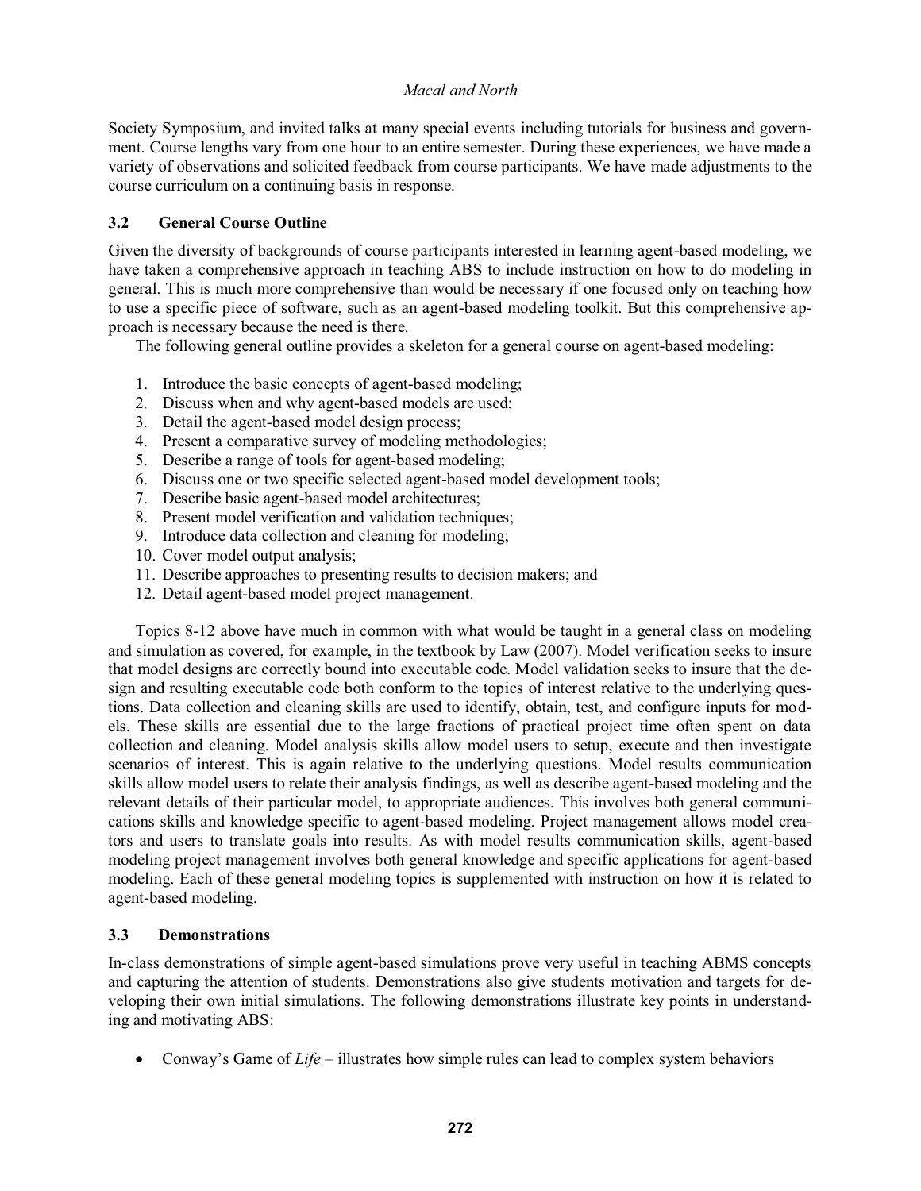Society Symposium, and invited talks at many special events including tutorials for business and government. Course lengths vary from one hour to an entire semester. During these experiences, we have made a variety of observations and solicited feedback from course participants. We have made adjustments to the course curriculum on a continuing basis in response.

### 3.2 General Course Outline

Given the diversity of backgrounds of course participants interested in learning agent-based modeling, we have taken a comprehensive approach in teaching ABS to include instruction on how to do modeling in general. This is much more comprehensive than would be necessary if one focused only on teaching how to use a specific piece of software, such as an agent-based modeling toolkit. But this comprehensive approach is necessary because the need is there.

The following general outline provides a skeleton for a general course on agent-based modeling:

1. Introduce the basic concepts of agent-based modeling;
2. Discuss when and why agent-based models are used;
3. Detail the agent-based model design process;
4. Present a comparative survey of modeling methodologies;
5. Describe a range of tools for agent-based modeling;
6. Discuss one or two specific selected agent-based model development tools;
7. Describe basic agent-based model architectures;
8. Present model verification and validation techniques;
9. Introduce data collection and cleaning for modeling;
10. Cover model output analysis;
11. Describe approaches to presenting results to decision makers; and
12. Detail agent-based model project management.

Topics 8-12 above have much in common with what would be taught in a general class on modeling and simulation as covered, for example, in the textbook by Law (2007). Model verification seeks to insure that model designs are correctly bound into executable code. Model validation seeks to insure that the design and resulting executable code both conform to the topics of interest relative to the underlying questions. Data collection and cleaning skills are used to identify, obtain, test, and configure inputs for models. These skills are essential due to the large fractions of practical project time often spent on data collection and cleaning. Model analysis skills allow model users to setup, execute and then investigate scenarios of interest. This is again relative to the underlying questions. Model results communication skills allow model users to relate their analysis findings, as well as describe agent-based modeling and the relevant details of their particular model, to appropriate audiences. This involves both general communications skills and knowledge specific to agent-based modeling. Project management allows model creators and users to translate goals into results. As with model results communication skills, agent-based modeling project management involves both general knowledge and specific applications for agent-based modeling. Each of these general modeling topics is supplemented with instruction on how it is related to agent-based modeling.

### 3.3 Demonstrations

In-class demonstrations of simple agent-based simulations prove very useful in teaching ABMS concepts and capturing the attention of students. Demonstrations also give students motivation and targets for developing their own initial simulations. The following demonstrations illustrate key points in understanding and motivating ABS:

- Conway's Game of *Life* – illustrates how simple rules can lead to complex system behaviors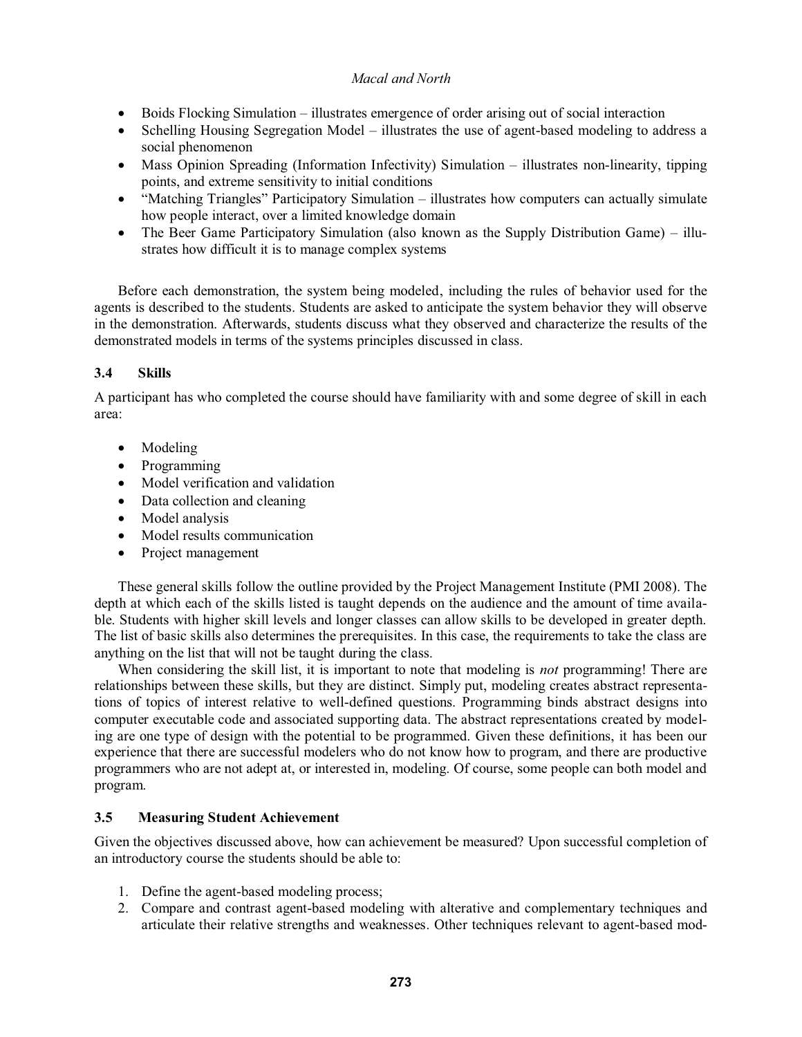- Boids Flocking Simulation – illustrates emergence of order arising out of social interaction
- Schelling Housing Segregation Model – illustrates the use of agent-based modeling to address a social phenomenon
- Mass Opinion Spreading (Information Infectivity) Simulation – illustrates non-linearity, tipping points, and extreme sensitivity to initial conditions
- "Matching Triangles" Participatory Simulation – illustrates how computers can actually simulate how people interact, over a limited knowledge domain
- The Beer Game Participatory Simulation (also known as the Supply Distribution Game) – illustrates how difficult it is to manage complex systems

Before each demonstration, the system being modeled, including the rules of behavior used for the agents is described to the students. Students are asked to anticipate the system behavior they will observe in the demonstration. Afterwards, students discuss what they observed and characterize the results of the demonstrated models in terms of the systems principles discussed in class.

### 3.4 Skills

A participant has who completed the course should have familiarity with and some degree of skill in each area:

- Modeling
- Programming
- Model verification and validation
- Data collection and cleaning
- Model analysis
- Model results communication
- Project management

These general skills follow the outline provided by the Project Management Institute (PMI 2008). The depth at which each of the skills listed is taught depends on the audience and the amount of time available. Students with higher skill levels and longer classes can allow skills to be developed in greater depth. The list of basic skills also determines the prerequisites. In this case, the requirements to take the class are anything on the list that will not be taught during the class.

When considering the skill list, it is important to note that modeling is *not* programming! There are relationships between these skills, but they are distinct. Simply put, modeling creates abstract representations of topics of interest relative to well-defined questions. Programming binds abstract designs into computer executable code and associated supporting data. The abstract representations created by modeling are one type of design with the potential to be programmed. Given these definitions, it has been our experience that there are successful modelers who do not know how to program, and there are productive programmers who are not adept at, or interested in, modeling. Of course, some people can both model and program.

### 3.5 Measuring Student Achievement

Given the objectives discussed above, how can achievement be measured? Upon successful completion of an introductory course the students should be able to:

1. Define the agent-based modeling process;
2. Compare and contrast agent-based modeling with alterative and complementary techniques and articulate their relative strengths and weaknesses. Other techniques relevant to agent-based mod-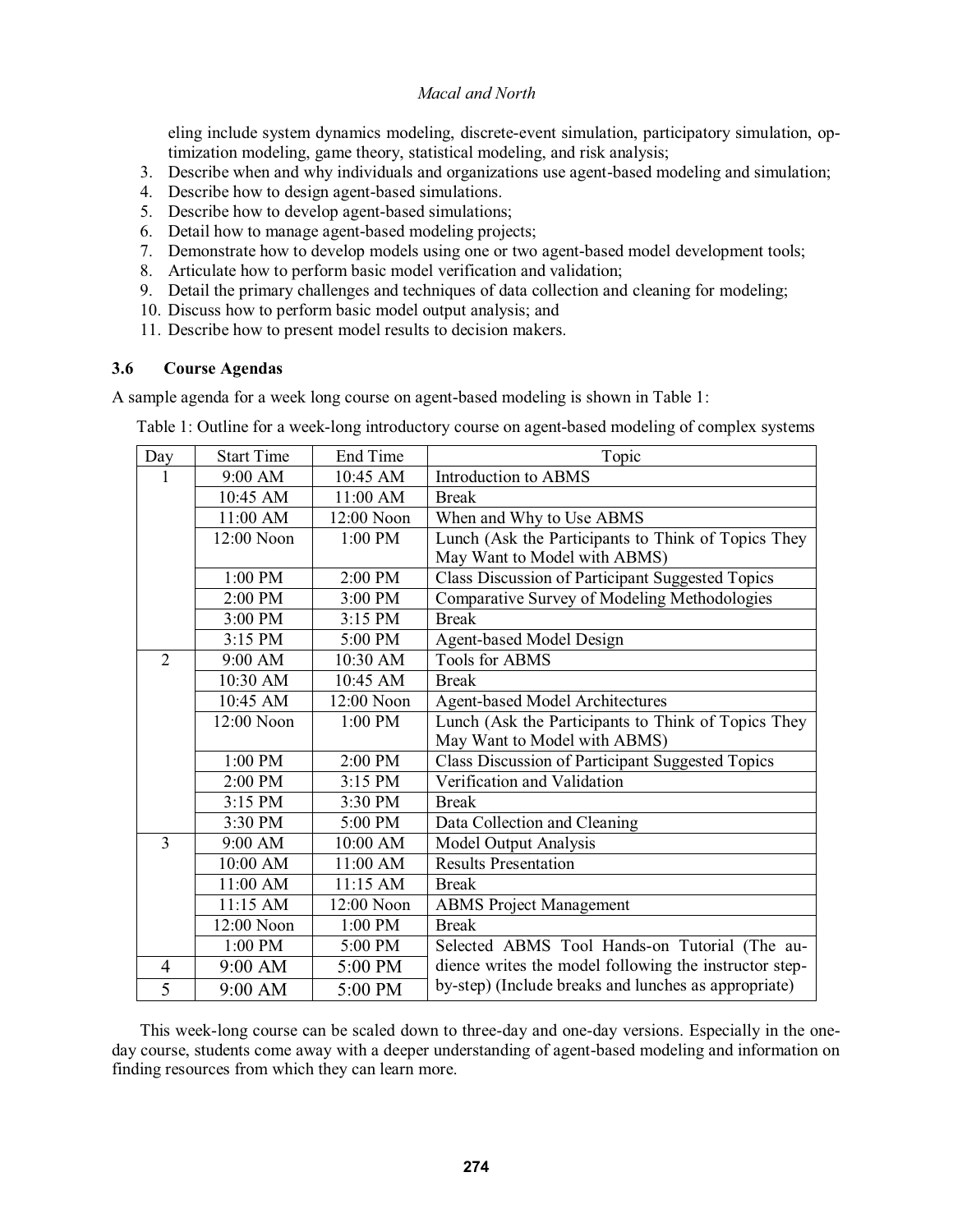eling include system dynamics modeling, discrete-event simulation, participatory simulation, optimization modeling, game theory, statistical modeling, and risk analysis;

3. Describe when and why individuals and organizations use agent-based modeling and simulation;
4. Describe how to design agent-based simulations.
5. Describe how to develop agent-based simulations;
6. Detail how to manage agent-based modeling projects;
7. Demonstrate how to develop models using one or two agent-based model development tools;
8. Articulate how to perform basic model verification and validation;
9. Detail the primary challenges and techniques of data collection and cleaning for modeling;
10. Discuss how to perform basic model output analysis; and
11. Describe how to present model results to decision makers.

### 3.6 Course Agendas

A sample agenda for a week long course on agent-based modeling is shown in Table 1:

Table 1: Outline for a week-long introductory course on agent-based modeling of complex systems

| Day | Start Time | End Time | Topic |
|---|---|---|---|
| 1 | 9:00 AM | 10:45 AM | Introduction to ABMS |
| | 10:45 AM | 11:00 AM | Break |
| | 11:00 AM | 12:00 Noon | When and Why to Use ABMS |
| | 12:00 Noon | 1:00 PM | Lunch (Ask the Participants to Think of Topics They May Want to Model with ABMS) |
| | 1:00 PM | 2:00 PM | Class Discussion of Participant Suggested Topics |
| | 2:00 PM | 3:00 PM | Comparative Survey of Modeling Methodologies |
| | 3:00 PM | 3:15 PM | Break |
| | 3:15 PM | 5:00 PM | Agent-based Model Design |
| 2 | 9:00 AM | 10:30 AM | Tools for ABMS |
| | 10:30 AM | 10:45 AM | Break |
| | 10:45 AM | 12:00 Noon | Agent-based Model Architectures |
| | 12:00 Noon | 1:00 PM | Lunch (Ask the Participants to Think of Topics They May Want to Model with ABMS) |
| | 1:00 PM | 2:00 PM | Class Discussion of Participant Suggested Topics |
| | 2:00 PM | 3:15 PM | Verification and Validation |
| | 3:15 PM | 3:30 PM | Break |
| | 3:30 PM | 5:00 PM | Data Collection and Cleaning |
| 3 | 9:00 AM | 10:00 AM | Model Output Analysis |
| | 10:00 AM | 11:00 AM | Results Presentation |
| | 11:00 AM | 11:15 AM | Break |
| | 11:15 AM | 12:00 Noon | ABMS Project Management |
| | 12:00 Noon | 1:00 PM | Break |
| | 1:00 PM | 5:00 PM | Selected ABMS Tool Hands-on Tutorial (The audience writes the model following the instructor step-by-step) (Include breaks and lunches as appropriate) |
| 4 | 9:00 AM | 5:00 PM | |
| 5 | 9:00 AM | 5:00 PM | |

This week-long course can be scaled down to three-day and one-day versions. Especially in the one-day course, students come away with a deeper understanding of agent-based modeling and information on finding resources from which they can learn more.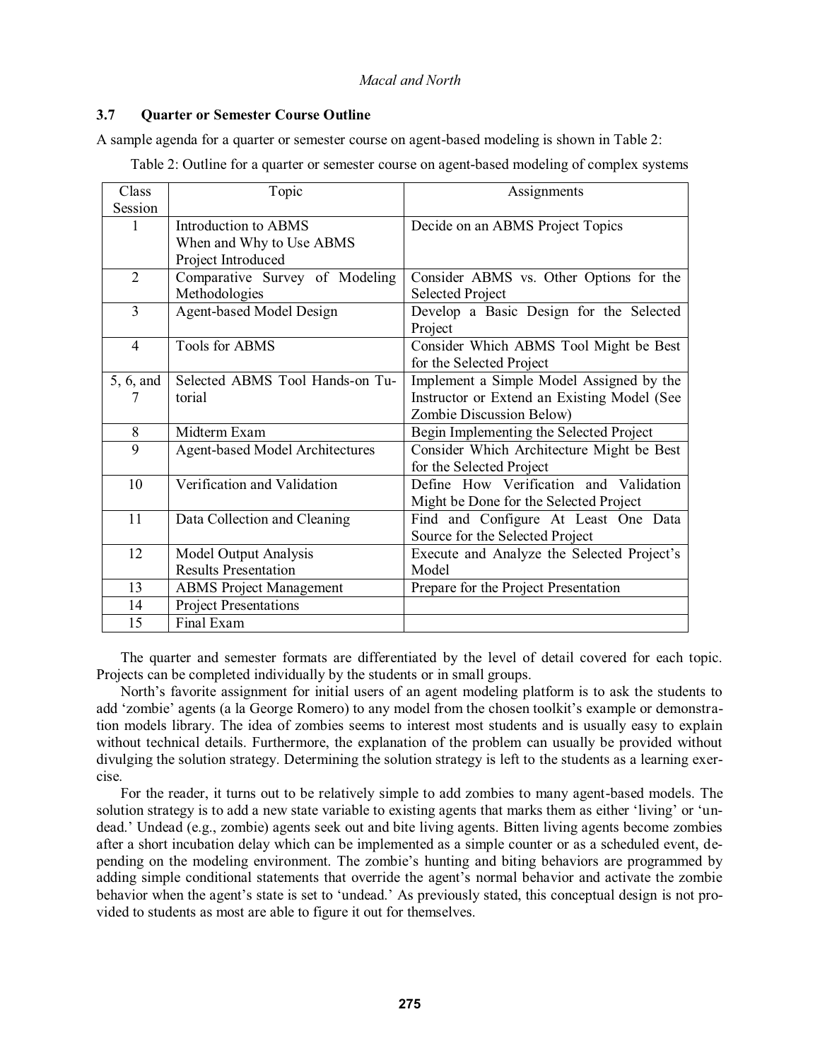### 3.7 Quarter or Semester Course Outline

A sample agenda for a quarter or semester course on agent-based modeling is shown in Table 2:

Table 2: Outline for a quarter or semester course on agent-based modeling of complex systems

| Class Session | Topic | Assignments |
|---|---|---|
| 1 | Introduction to ABMS<br>When and Why to Use ABMS<br>Project Introduced | Decide on an ABMS Project Topics |
| 2 | Comparative Survey of Modeling Methodologies | Consider ABMS vs. Other Options for the Selected Project |
| 3 | Agent-based Model Design | Develop a Basic Design for the Selected Project |
| 4 | Tools for ABMS | Consider Which ABMS Tool Might be Best for the Selected Project |
| 5, 6, and 7 | Selected ABMS Tool Hands-on Tutorial | Implement a Simple Model Assigned by the Instructor or Extend an Existing Model (See Zombie Discussion Below) |
| 8 | Midterm Exam | Begin Implementing the Selected Project |
| 9 | Agent-based Model Architectures | Consider Which Architecture Might be Best for the Selected Project |
| 10 | Verification and Validation | Define How Verification and Validation Might be Done for the Selected Project |
| 11 | Data Collection and Cleaning | Find and Configure At Least One Data Source for the Selected Project |
| 12 | Model Output Analysis<br>Results Presentation | Execute and Analyze the Selected Project's Model |
| 13 | ABMS Project Management | Prepare for the Project Presentation |
| 14 | Project Presentations | |
| 15 | Final Exam | |

The quarter and semester formats are differentiated by the level of detail covered for each topic. Projects can be completed individually by the students or in small groups.

North's favorite assignment for initial users of an agent modeling platform is to ask the students to add 'zombie' agents (a la George Romero) to any model from the chosen toolkit's example or demonstration models library. The idea of zombies seems to interest most students and is usually easy to explain without technical details. Furthermore, the explanation of the problem can usually be provided without divulging the solution strategy. Determining the solution strategy is left to the students as a learning exercise.

For the reader, it turns out to be relatively simple to add zombies to many agent-based models. The solution strategy is to add a new state variable to existing agents that marks them as either 'living' or 'undead.' Undead (e.g., zombie) agents seek out and bite living agents. Bitten living agents become zombies after a short incubation delay which can be implemented as a simple counter or as a scheduled event, depending on the modeling environment. The zombie's hunting and biting behaviors are programmed by adding simple conditional statements that override the agent's normal behavior and activate the zombie behavior when the agent's state is set to 'undead.' As previously stated, this conceptual design is not provided to students as most are able to figure it out for themselves.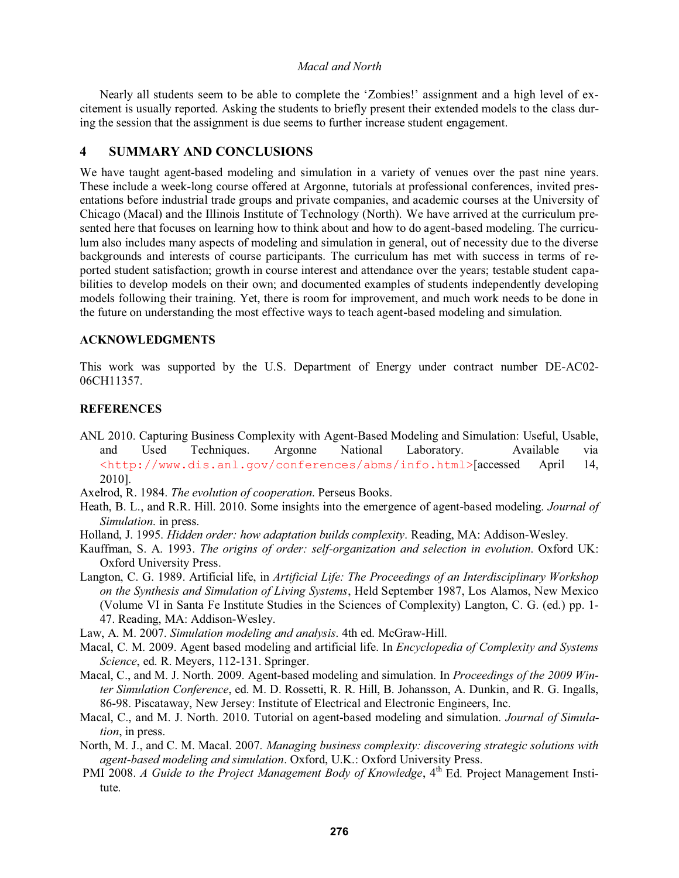Nearly all students seem to be able to complete the 'Zombies!' assignment and a high level of excitement is usually reported. Asking the students to briefly present their extended models to the class during the session that the assignment is due seems to further increase student engagement.

## 4 SUMMARY AND CONCLUSIONS

We have taught agent-based modeling and simulation in a variety of venues over the past nine years. These include a week-long course offered at Argonne, tutorials at professional conferences, invited presentations before industrial trade groups and private companies, and academic courses at the University of Chicago (Macal) and the Illinois Institute of Technology (North). We have arrived at the curriculum presented here that focuses on learning how to think about and how to do agent-based modeling. The curriculum also includes many aspects of modeling and simulation in general, out of necessity due to the diverse backgrounds and interests of course participants. The curriculum has met with success in terms of reported student satisfaction; growth in course interest and attendance over the years; testable student capabilities to develop models on their own; and documented examples of students independently developing models following their training. Yet, there is room for improvement, and much work needs to be done in the future on understanding the most effective ways to teach agent-based modeling and simulation.

## ACKNOWLEDGMENTS

This work was supported by the U.S. Department of Energy under contract number DE-AC02-06CH11357.

## REFERENCES

ANL 2010. Capturing Business Complexity with Agent-Based Modeling and Simulation: Useful, Usable, and Used Techniques. Argonne National Laboratory. Available via <http://www.dis.anl.gov/conferences/abms/info.html>[accessed April 14, 2010].

Axelrod, R. 1984. *The evolution of cooperation*. Perseus Books.

Heath, B. L., and R.R. Hill. 2010. Some insights into the emergence of agent-based modeling. *Journal of Simulation*. in press.

Holland, J. 1995. *Hidden order: how adaptation builds complexity*. Reading, MA: Addison-Wesley.

Kauffman, S. A. 1993. *The origins of order: self-organization and selection in evolution*. Oxford UK: Oxford University Press.

Langton, C. G. 1989. Artificial life, in *Artificial Life: The Proceedings of an Interdisciplinary Workshop on the Synthesis and Simulation of Living Systems*, Held September 1987, Los Alamos, New Mexico (Volume VI in Santa Fe Institute Studies in the Sciences of Complexity) Langton, C. G. (ed.) pp. 1-47. Reading, MA: Addison-Wesley.

Law, A. M. 2007. *Simulation modeling and analysis*. 4th ed. McGraw-Hill.

Macal, C. M. 2009. Agent based modeling and artificial life. In *Encyclopedia of Complexity and Systems Science*, ed. R. Meyers, 112-131. Springer.

Macal, C., and M. J. North. 2009. Agent-based modeling and simulation. In *Proceedings of the 2009 Winter Simulation Conference*, ed. M. D. Rossetti, R. R. Hill, B. Johansson, A. Dunkin, and R. G. Ingalls, 86-98. Piscataway, New Jersey: Institute of Electrical and Electronic Engineers, Inc.

Macal, C., and M. J. North. 2010. Tutorial on agent-based modeling and simulation. *Journal of Simulation*, in press.

North, M. J., and C. M. Macal. 2007. *Managing business complexity: discovering strategic solutions with agent-based modeling and simulation*. Oxford, U.K.: Oxford University Press.

PMI 2008. *A Guide to the Project Management Body of Knowledge*, 4th Ed. Project Management Institute.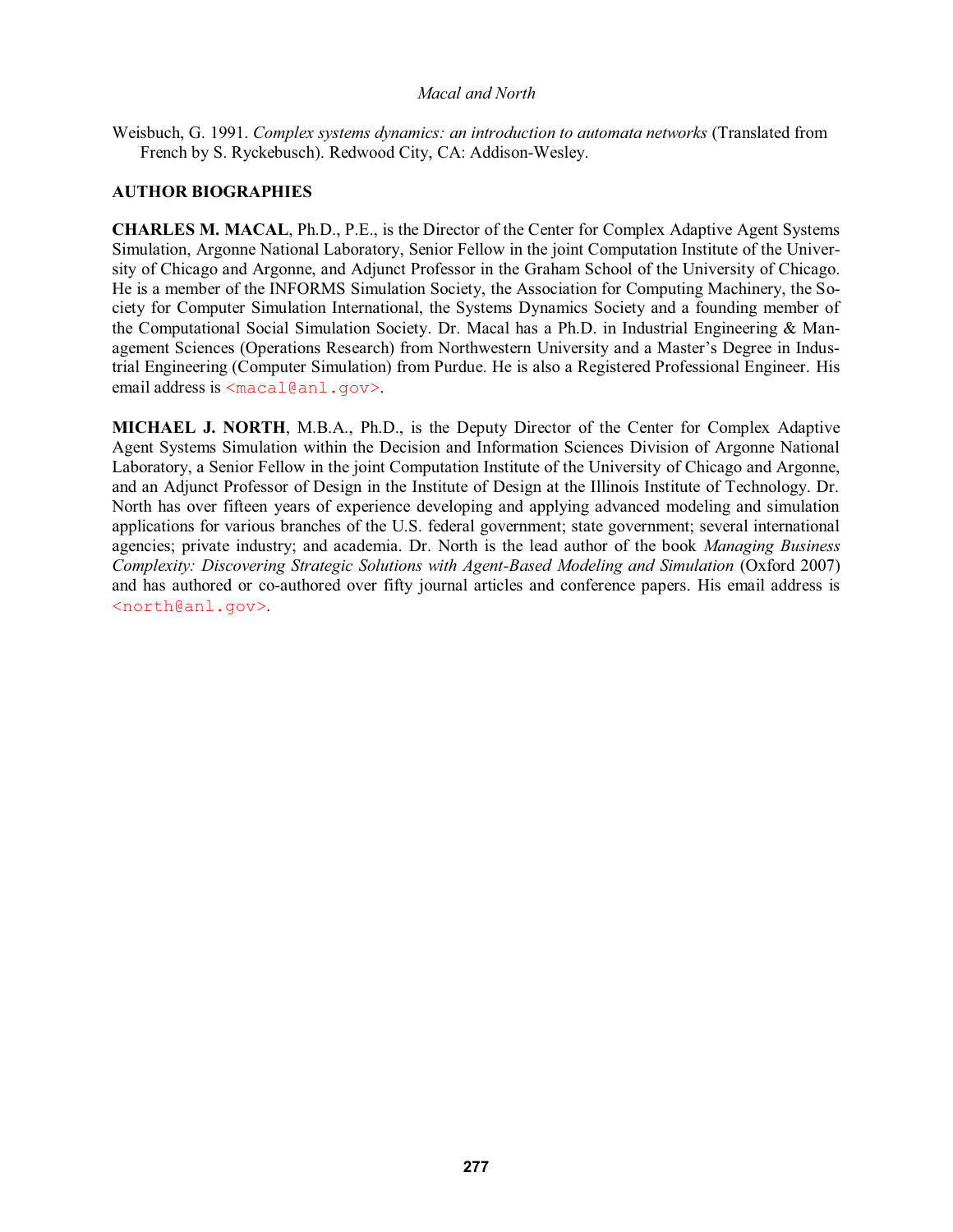Weisbuch, G. 1991. *Complex systems dynamics: an introduction to automata networks* (Translated from French by S. Ryckebusch). Redwood City, CA: Addison-Wesley.

## AUTHOR BIOGRAPHIES

**CHARLES M. MACAL**, Ph.D., P.E., is the Director of the Center for Complex Adaptive Agent Systems Simulation, Argonne National Laboratory, Senior Fellow in the joint Computation Institute of the University of Chicago and Argonne, and Adjunct Professor in the Graham School of the University of Chicago. He is a member of the INFORMS Simulation Society, the Association for Computing Machinery, the Society for Computer Simulation International, the Systems Dynamics Society and a founding member of the Computational Social Simulation Society. Dr. Macal has a Ph.D. in Industrial Engineering & Management Sciences (Operations Research) from Northwestern University and a Master's Degree in Industrial Engineering (Computer Simulation) from Purdue. He is also a Registered Professional Engineer. His email address is <macal@anl.gov>.

**MICHAEL J. NORTH**, M.B.A., Ph.D., is the Deputy Director of the Center for Complex Adaptive Agent Systems Simulation within the Decision and Information Sciences Division of Argonne National Laboratory, a Senior Fellow in the joint Computation Institute of the University of Chicago and Argonne, and an Adjunct Professor of Design in the Institute of Design at the Illinois Institute of Technology. Dr. North has over fifteen years of experience developing and applying advanced modeling and simulation applications for various branches of the U.S. federal government; state government; several international agencies; private industry; and academia. Dr. North is the lead author of the book *Managing Business Complexity: Discovering Strategic Solutions with Agent-Based Modeling and Simulation* (Oxford 2007) and has authored or co-authored over fifty journal articles and conference papers. His email address is <north@anl.gov>.